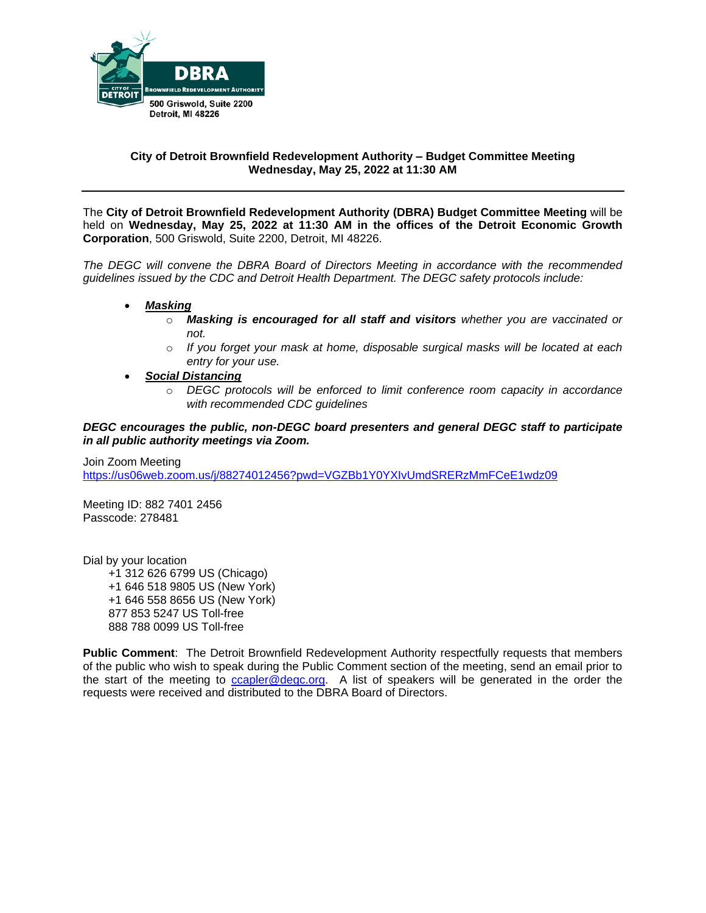DBRA

BROWNFIELD REDEVELOPMENT AUTHORITY

CITY OF DETROIT

500 Griswold, Suite 2200
Detroit, MI 48226

**City of Detroit Brownfield Redevelopment Authority – Budget Committee Meeting**
**Wednesday, May 25, 2022 at 11:30 AM**

---

The **City of Detroit Brownfield Redevelopment Authority (DBRA) Budget Committee Meeting** will be held on **Wednesday, May 25, 2022 at 11:30 AM in the offices of the Detroit Economic Growth Corporation**, 500 Griswold, Suite 2200, Detroit, MI 48226.

*The DEGC will convene the DBRA Board of Directors Meeting in accordance with the recommended guidelines issued by the CDC and Detroit Health Department. The DEGC safety protocols include:*

- ***Masking***
  - ***Masking is encouraged for all staff and visitors*** *whether you are vaccinated or not.*
  - *If you forget your mask at home, disposable surgical masks will be located at each entry for your use.*
- ***Social Distancing***
  - *DEGC protocols will be enforced to limit conference room capacity in accordance with recommended CDC guidelines*

***DEGC encourages the public, non-DEGC board presenters and general DEGC staff to participate in all public authority meetings via Zoom.***

Join Zoom Meeting
https://us06web.zoom.us/j/88274012456?pwd=VGZBb1Y0YXlvUmdSRERzMmFCeE1wdz09

Meeting ID: 882 7401 2456
Passcode: 278481

Dial by your location
+1 312 626 6799 US (Chicago)
+1 646 518 9805 US (New York)
+1 646 558 8656 US (New York)
877 853 5247 US Toll-free
888 788 0099 US Toll-free

**Public Comment**: The Detroit Brownfield Redevelopment Authority respectfully requests that members of the public who wish to speak during the Public Comment section of the meeting, send an email prior to the start of the meeting to ccapler@degc.org. A list of speakers will be generated in the order the requests were received and distributed to the DBRA Board of Directors.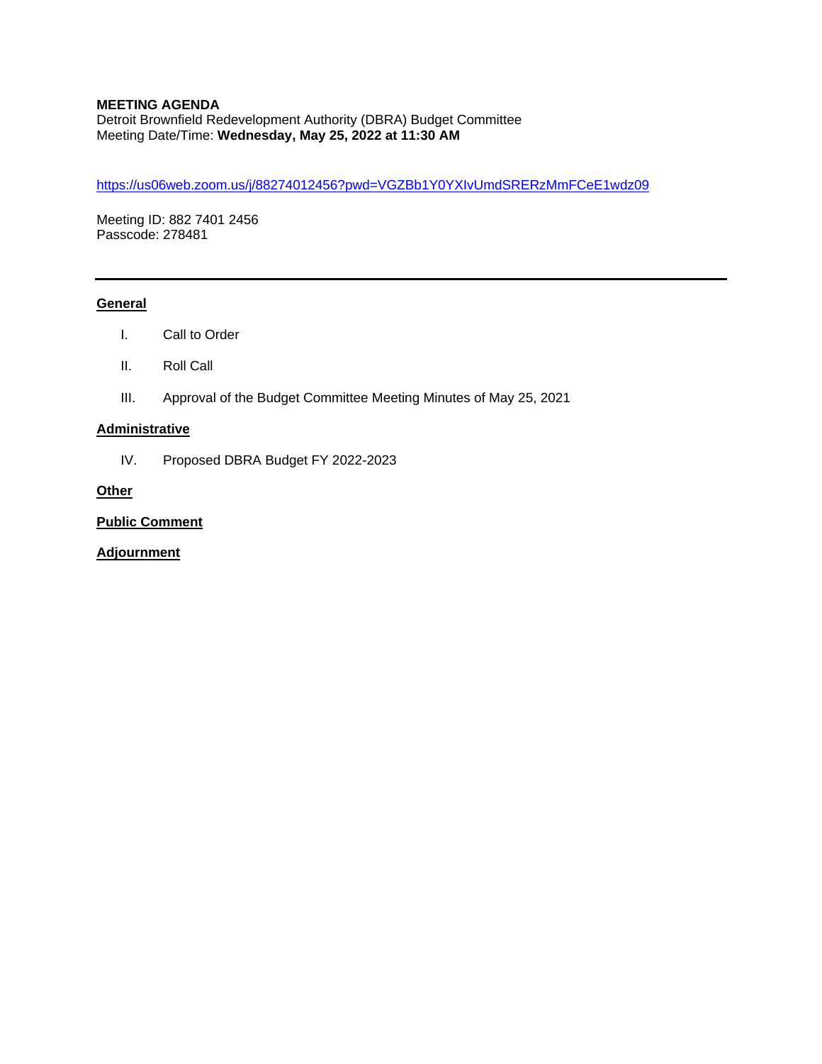**MEETING AGENDA**
Detroit Brownfield Redevelopment Authority (DBRA) Budget Committee
Meeting Date/Time: **Wednesday, May 25, 2022 at 11:30 AM**

https://us06web.zoom.us/j/88274012456?pwd=VGZBb1Y0YXlvUmdSRERzMmFCeE1wdz09

Meeting ID: 882 7401 2456
Passcode: 278481

---

**General**

I. Call to Order

II. Roll Call

III. Approval of the Budget Committee Meeting Minutes of May 25, 2021

**Administrative**

IV. Proposed DBRA Budget FY 2022-2023

**Other**

**Public Comment**

**Adjournment**